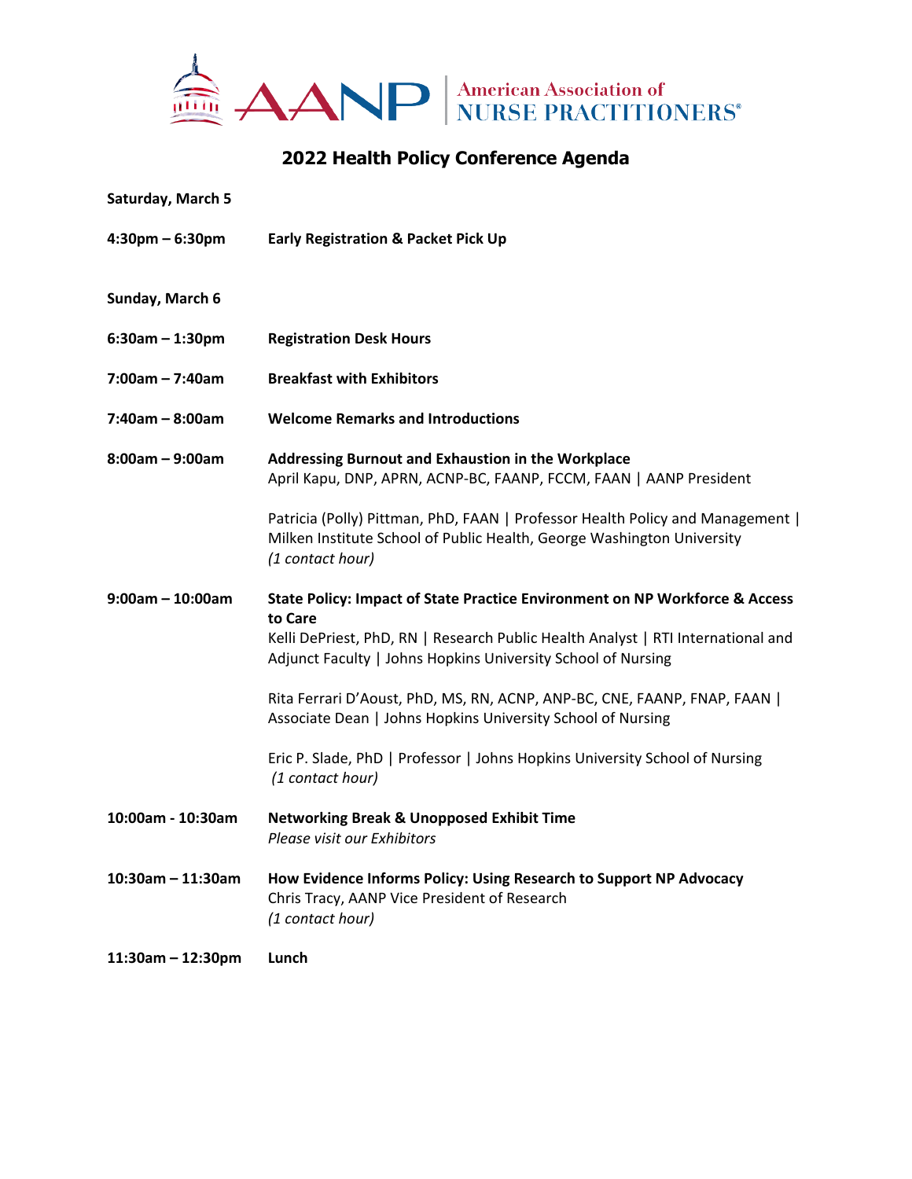American Association of NURSE PRACTITIONERS®

# 2022 Health Policy Conference Agenda

**Saturday, March 5**

**4:30pm – 6:30pm** **Early Registration & Packet Pick Up**

**Sunday, March 6**

**6:30am – 1:30pm** **Registration Desk Hours**

**7:00am – 7:40am** **Breakfast with Exhibitors**

**7:40am – 8:00am** **Welcome Remarks and Introductions**

**8:00am – 9:00am** **Addressing Burnout and Exhaustion in the Workplace**
April Kapu, DNP, APRN, ACNP-BC, FAANP, FCCM, FAAN | AANP President

Patricia (Polly) Pittman, PhD, FAAN | Professor Health Policy and Management | Milken Institute School of Public Health, George Washington University
*(1 contact hour)*

**9:00am – 10:00am** **State Policy: Impact of State Practice Environment on NP Workforce & Access to Care**
Kelli DePriest, PhD, RN | Research Public Health Analyst | RTI International and Adjunct Faculty | Johns Hopkins University School of Nursing

Rita Ferrari D'Aoust, PhD, MS, RN, ACNP, ANP-BC, CNE, FAANP, FNAP, FAAN | Associate Dean | Johns Hopkins University School of Nursing

Eric P. Slade, PhD | Professor | Johns Hopkins University School of Nursing
*(1 contact hour)*

**10:00am - 10:30am** **Networking Break & Unopposed Exhibit Time**
*Please visit our Exhibitors*

**10:30am – 11:30am** **How Evidence Informs Policy: Using Research to Support NP Advocacy**
Chris Tracy, AANP Vice President of Research
*(1 contact hour)*

**11:30am – 12:30pm** **Lunch**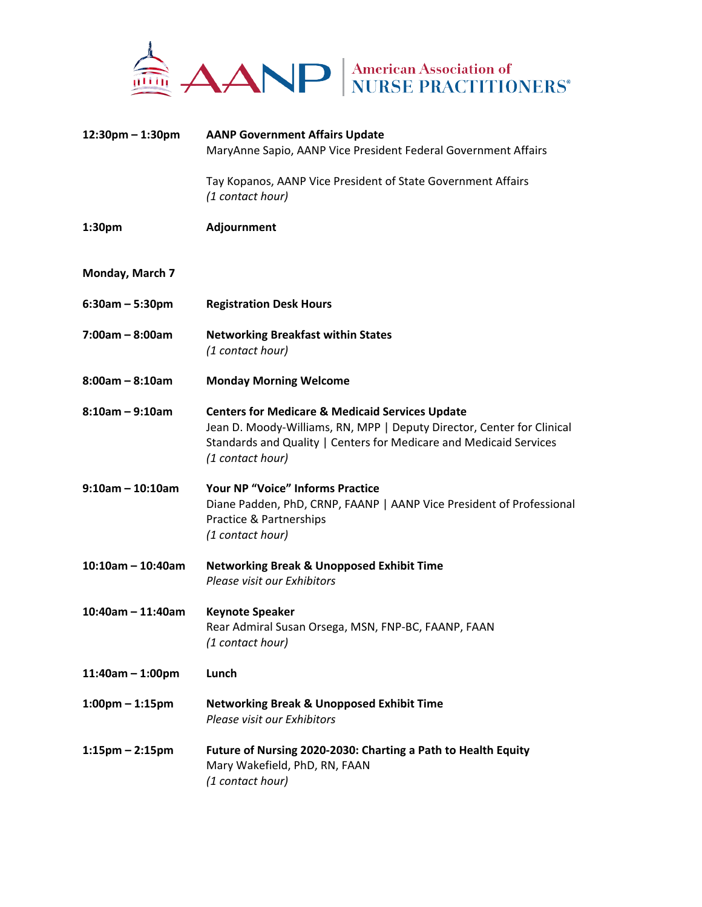| | |
|---|---|
| **12:30pm – 1:30pm** | **AANP Government Affairs Update**<br>MaryAnne Sapio, AANP Vice President Federal Government Affairs<br><br>Tay Kopanos, AANP Vice President of State Government Affairs<br>*(1 contact hour)* |
| **1:30pm** | **Adjournment** |

**Monday, March 7**

| | |
|---|---|
| **6:30am – 5:30pm** | **Registration Desk Hours** |
| **7:00am – 8:00am** | **Networking Breakfast within States**<br>*(1 contact hour)* |
| **8:00am – 8:10am** | **Monday Morning Welcome** |
| **8:10am – 9:10am** | **Centers for Medicare & Medicaid Services Update**<br>Jean D. Moody-Williams, RN, MPP \| Deputy Director, Center for Clinical Standards and Quality \| Centers for Medicare and Medicaid Services<br>*(1 contact hour)* |
| **9:10am – 10:10am** | **Your NP "Voice" Informs Practice**<br>Diane Padden, PhD, CRNP, FAANP \| AANP Vice President of Professional Practice & Partnerships<br>*(1 contact hour)* |
| **10:10am – 10:40am** | **Networking Break & Unopposed Exhibit Time**<br>*Please visit our Exhibitors* |
| **10:40am – 11:40am** | **Keynote Speaker**<br>Rear Admiral Susan Orsega, MSN, FNP-BC, FAANP, FAAN<br>*(1 contact hour)* |
| **11:40am – 1:00pm** | **Lunch** |
| **1:00pm – 1:15pm** | **Networking Break & Unopposed Exhibit Time**<br>*Please visit our Exhibitors* |
| **1:15pm – 2:15pm** | **Future of Nursing 2020-2030: Charting a Path to Health Equity**<br>Mary Wakefield, PhD, RN, FAAN<br>*(1 contact hour)* |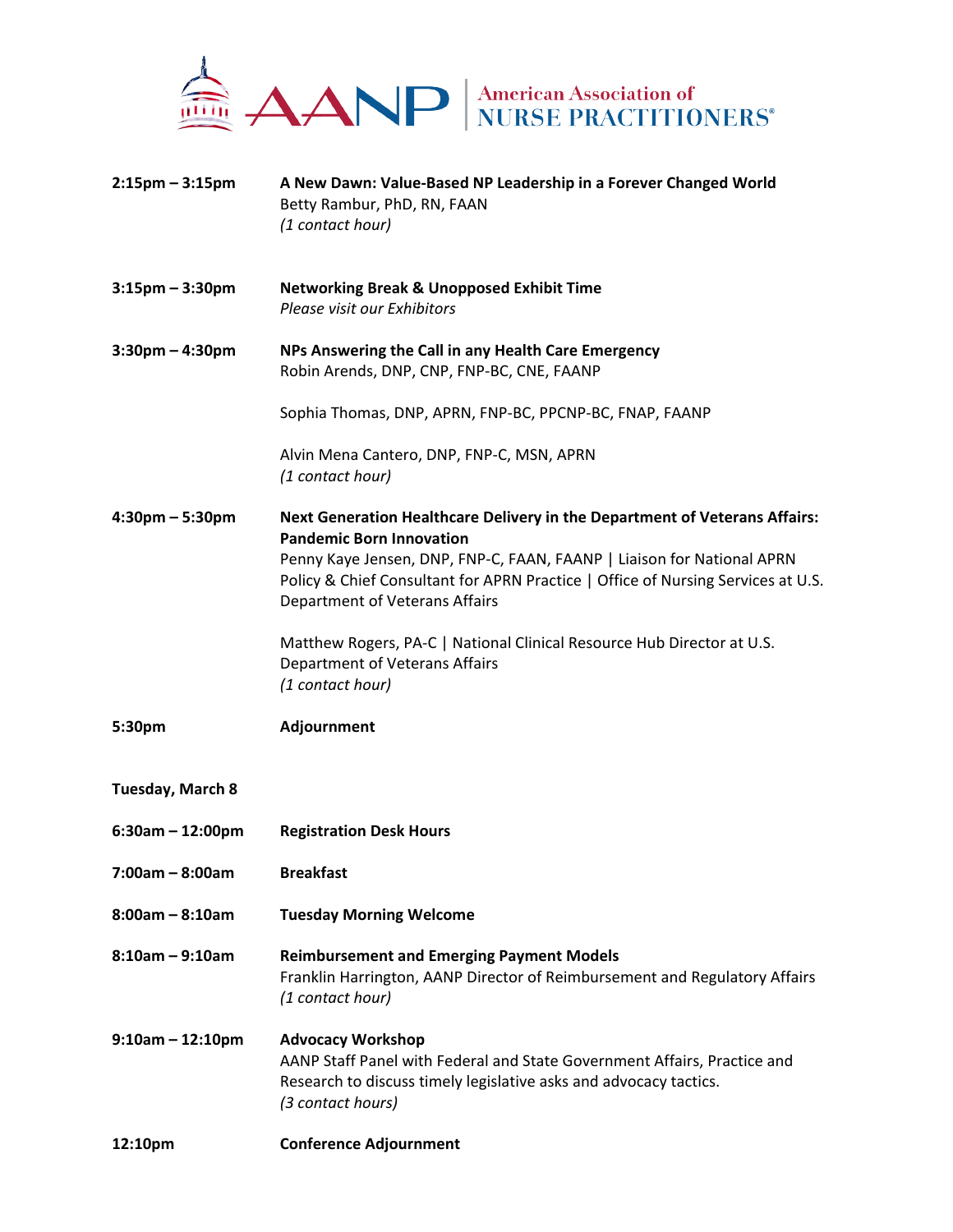**2:15pm – 3:15pm** **A New Dawn: Value-Based NP Leadership in a Forever Changed World**
Betty Rambur, PhD, RN, FAAN
*(1 contact hour)*

**3:15pm – 3:30pm** **Networking Break & Unopposed Exhibit Time**
*Please visit our Exhibitors*

**3:30pm – 4:30pm** **NPs Answering the Call in any Health Care Emergency**
Robin Arends, DNP, CNP, FNP-BC, CNE, FAANP

Sophia Thomas, DNP, APRN, FNP-BC, PPCNP-BC, FNAP, FAANP

Alvin Mena Cantero, DNP, FNP-C, MSN, APRN
*(1 contact hour)*

**4:30pm – 5:30pm** **Next Generation Healthcare Delivery in the Department of Veterans Affairs: Pandemic Born Innovation**
Penny Kaye Jensen, DNP, FNP-C, FAAN, FAANP | Liaison for National APRN Policy & Chief Consultant for APRN Practice | Office of Nursing Services at U.S. Department of Veterans Affairs

Matthew Rogers, PA-C | National Clinical Resource Hub Director at U.S. Department of Veterans Affairs
*(1 contact hour)*

**5:30pm** **Adjournment**

**Tuesday, March 8**

**6:30am – 12:00pm** **Registration Desk Hours**

**7:00am – 8:00am** **Breakfast**

**8:00am – 8:10am** **Tuesday Morning Welcome**

**8:10am – 9:10am** **Reimbursement and Emerging Payment Models**
Franklin Harrington, AANP Director of Reimbursement and Regulatory Affairs
*(1 contact hour)*

**9:10am – 12:10pm** **Advocacy Workshop**
AANP Staff Panel with Federal and State Government Affairs, Practice and Research to discuss timely legislative asks and advocacy tactics.
*(3 contact hours)*

**12:10pm** **Conference Adjournment**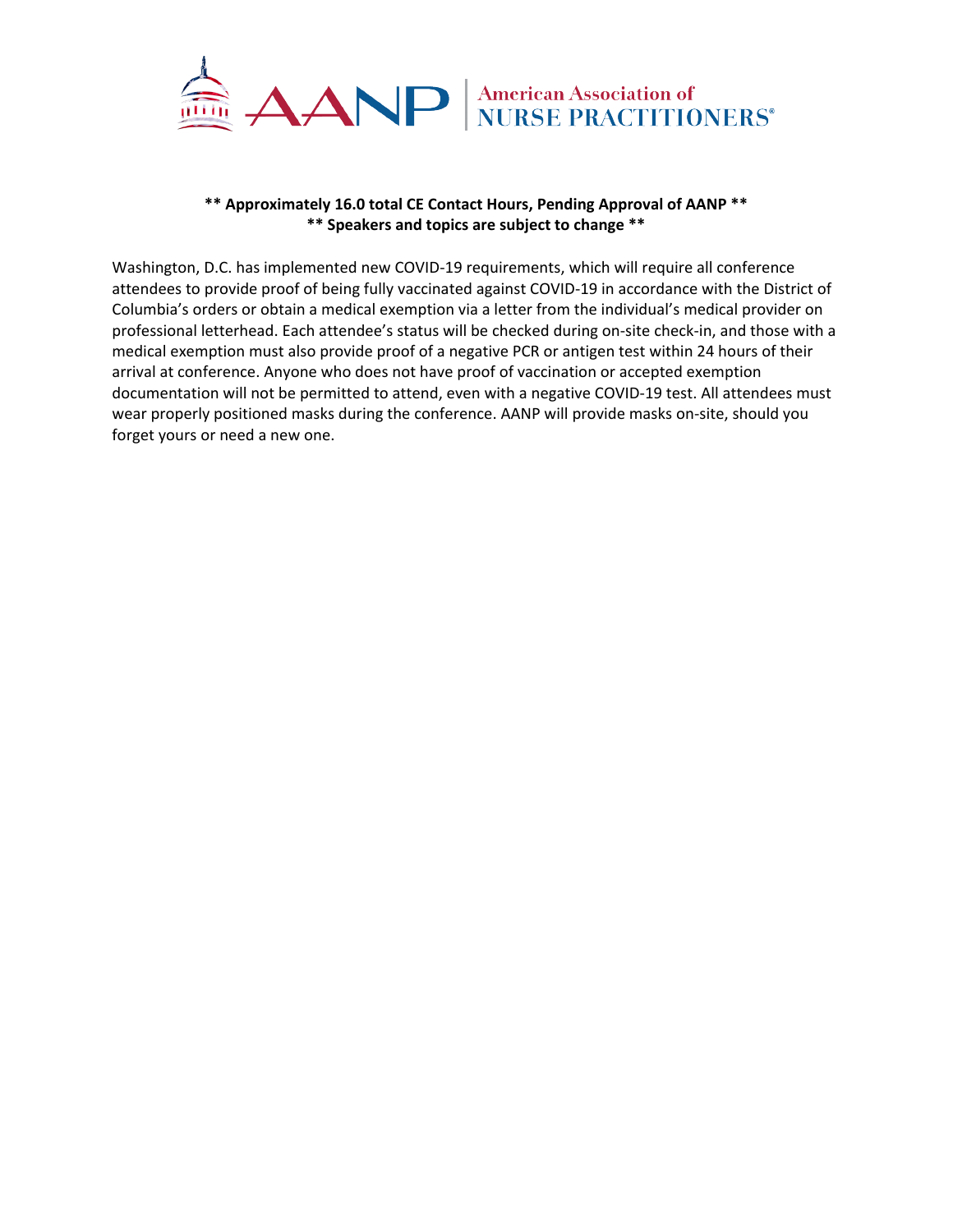**AANP** | American Association of NURSE PRACTITIONERS®

**\*\* Approximately 16.0 total CE Contact Hours, Pending Approval of AANP \*\***
**\*\* Speakers and topics are subject to change \*\***

Washington, D.C. has implemented new COVID-19 requirements, which will require all conference attendees to provide proof of being fully vaccinated against COVID-19 in accordance with the District of Columbia's orders or obtain a medical exemption via a letter from the individual's medical provider on professional letterhead. Each attendee's status will be checked during on-site check-in, and those with a medical exemption must also provide proof of a negative PCR or antigen test within 24 hours of their arrival at conference. Anyone who does not have proof of vaccination or accepted exemption documentation will not be permitted to attend, even with a negative COVID-19 test. All attendees must wear properly positioned masks during the conference. AANP will provide masks on-site, should you forget yours or need a new one.